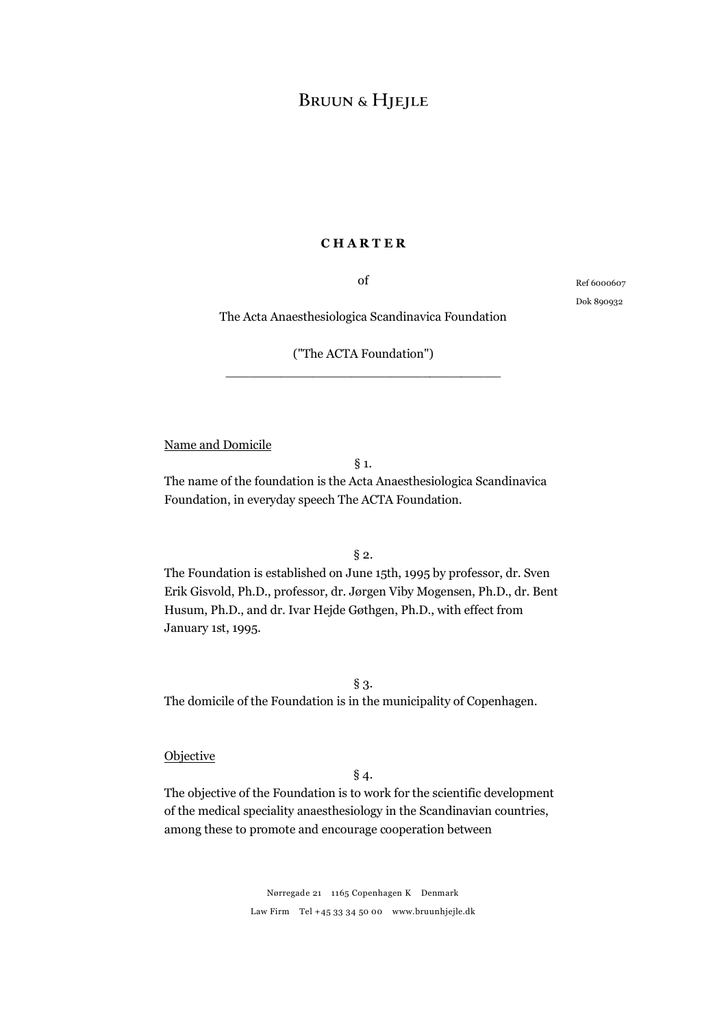BRUUN & HJEJLE

**C H A R T E R**

of

The Acta Anaesthesiologica Scandinavica Foundation

("The ACTA Foundation")

Ref 6000607

Dok 890932

Name and Domicile

§ 1.

The name of the foundation is the Acta Anaesthesiologica Scandinavica Foundation, in everyday speech The ACTA Foundation.

§ 2.

The Foundation is established on June 15th, 1995 by professor, dr. Sven Erik Gisvold, Ph.D., professor, dr. Jørgen Viby Mogensen, Ph.D., dr. Bent Husum, Ph.D., and dr. Ivar Hejde Gøthgen, Ph.D., with effect from January 1st, 1995.

§ 3.

The domicile of the Foundation is in the municipality of Copenhagen.

Objective

§ 4.

The objective of the Foundation is to work for the scientific development of the medical speciality anaesthesiology in the Scandinavian countries, among these to promote and encourage cooperation between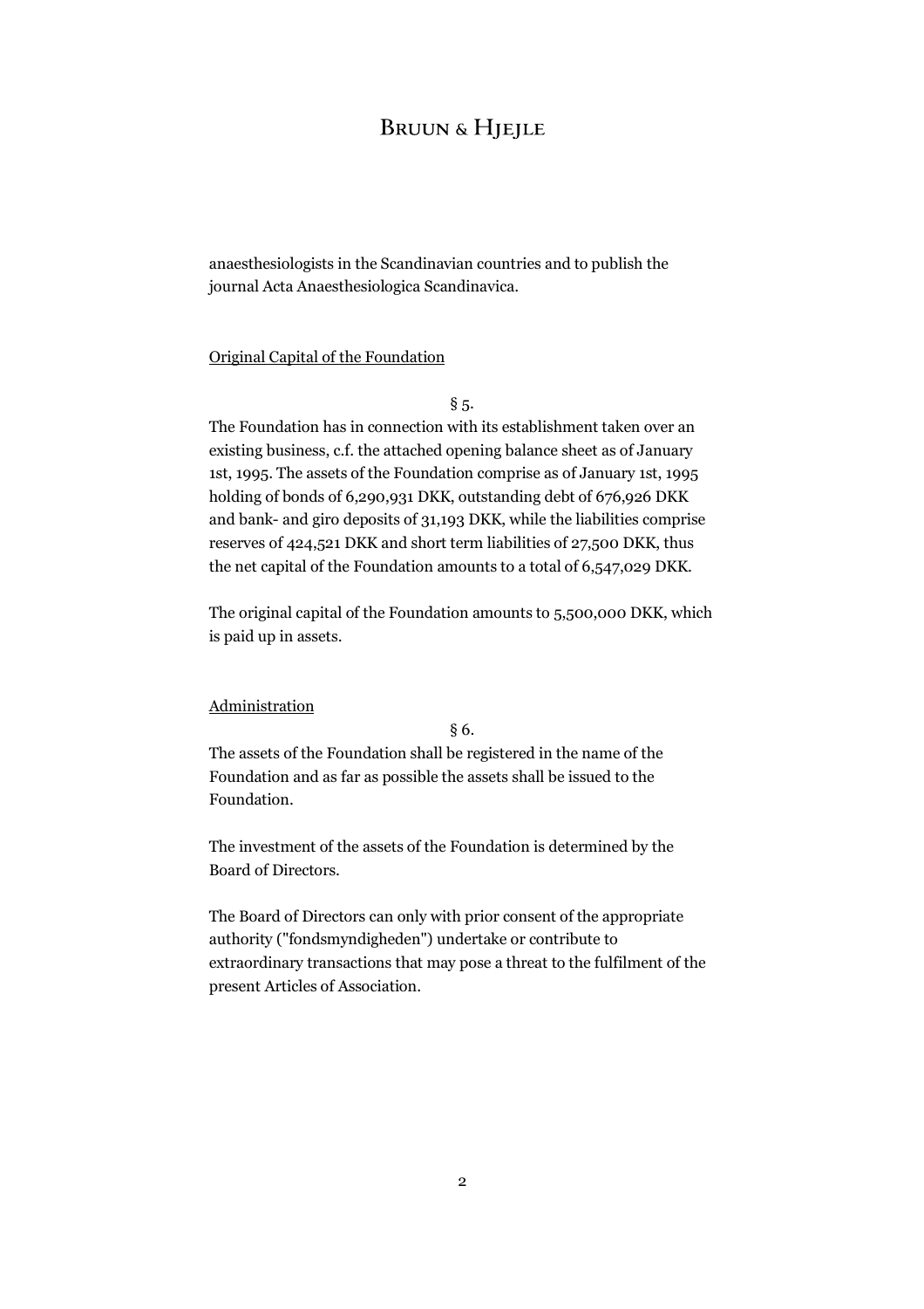anaesthesiologists in the Scandinavian countries and to publish the journal Acta Anaesthesiologica Scandinavica.

Original Capital of the Foundation

§ 5.

The Foundation has in connection with its establishment taken over an existing business, c.f. the attached opening balance sheet as of January 1st, 1995. The assets of the Foundation comprise as of January 1st, 1995 holding of bonds of 6,290,931 DKK, outstanding debt of 676,926 DKK and bank- and giro deposits of 31,193 DKK, while the liabilities comprise reserves of 424,521 DKK and short term liabilities of 27,500 DKK, thus the net capital of the Foundation amounts to a total of 6,547,029 DKK.

The original capital of the Foundation amounts to 5,500,000 DKK, which is paid up in assets.

Administration

§ 6.

The assets of the Foundation shall be registered in the name of the Foundation and as far as possible the assets shall be issued to the Foundation.

The investment of the assets of the Foundation is determined by the Board of Directors.

The Board of Directors can only with prior consent of the appropriate authority ("fondsmyndigheden") undertake or contribute to extraordinary transactions that may pose a threat to the fulfilment of the present Articles of Association.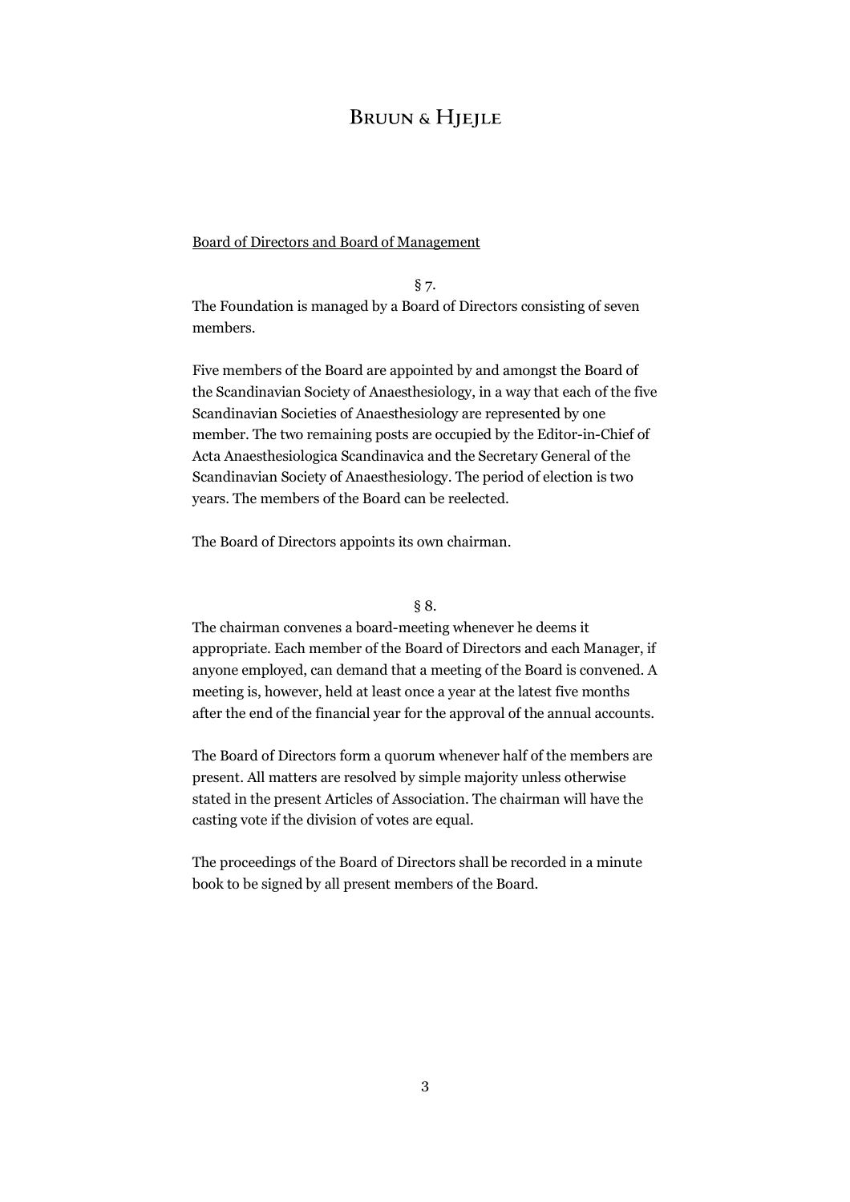Board of Directors and Board of Management

§ 7.

The Foundation is managed by a Board of Directors consisting of seven members.

Five members of the Board are appointed by and amongst the Board of the Scandinavian Society of Anaesthesiology, in a way that each of the five Scandinavian Societies of Anaesthesiology are represented by one member. The two remaining posts are occupied by the Editor-in-Chief of Acta Anaesthesiologica Scandinavica and the Secretary General of the Scandinavian Society of Anaesthesiology. The period of election is two years. The members of the Board can be reelected.

The Board of Directors appoints its own chairman.

§ 8.

The chairman convenes a board-meeting whenever he deems it appropriate. Each member of the Board of Directors and each Manager, if anyone employed, can demand that a meeting of the Board is convened. A meeting is, however, held at least once a year at the latest five months after the end of the financial year for the approval of the annual accounts.

The Board of Directors form a quorum whenever half of the members are present. All matters are resolved by simple majority unless otherwise stated in the present Articles of Association. The chairman will have the casting vote if the division of votes are equal.

The proceedings of the Board of Directors shall be recorded in a minute book to be signed by all present members of the Board.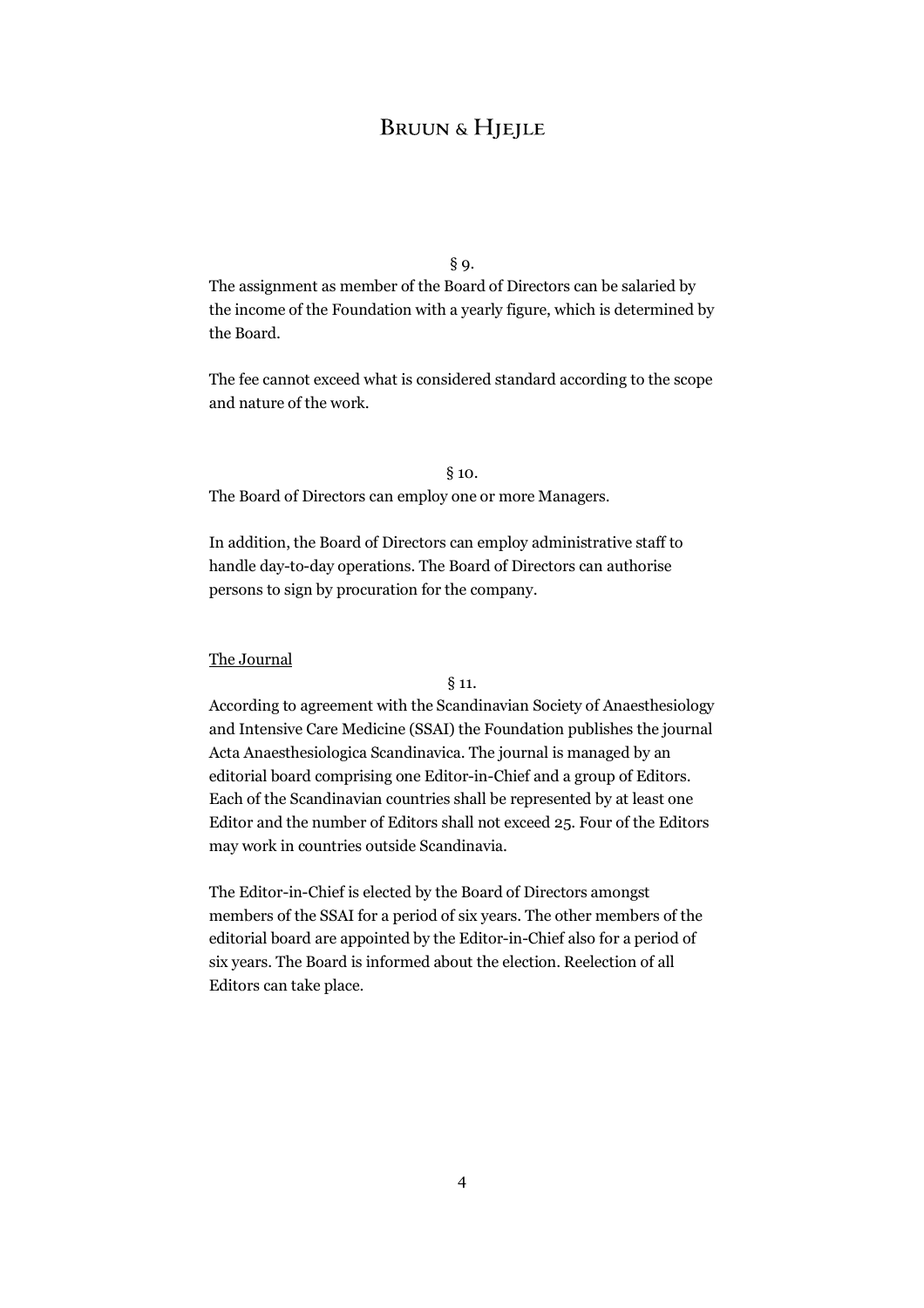§ 9.

The assignment as member of the Board of Directors can be salaried by the income of the Foundation with a yearly figure, which is determined by the Board.

The fee cannot exceed what is considered standard according to the scope and nature of the work.

§ 10.

The Board of Directors can employ one or more Managers.

In addition, the Board of Directors can employ administrative staff to handle day-to-day operations. The Board of Directors can authorise persons to sign by procuration for the company.

<u>The Journal</u>

§ 11.

According to agreement with the Scandinavian Society of Anaesthesiology and Intensive Care Medicine (SSAI) the Foundation publishes the journal Acta Anaesthesiologica Scandinavica. The journal is managed by an editorial board comprising one Editor-in-Chief and a group of Editors. Each of the Scandinavian countries shall be represented by at least one Editor and the number of Editors shall not exceed 25. Four of the Editors may work in countries outside Scandinavia.

The Editor-in-Chief is elected by the Board of Directors amongst members of the SSAI for a period of six years. The other members of the editorial board are appointed by the Editor-in-Chief also for a period of six years. The Board is informed about the election. Reelection of all Editors can take place.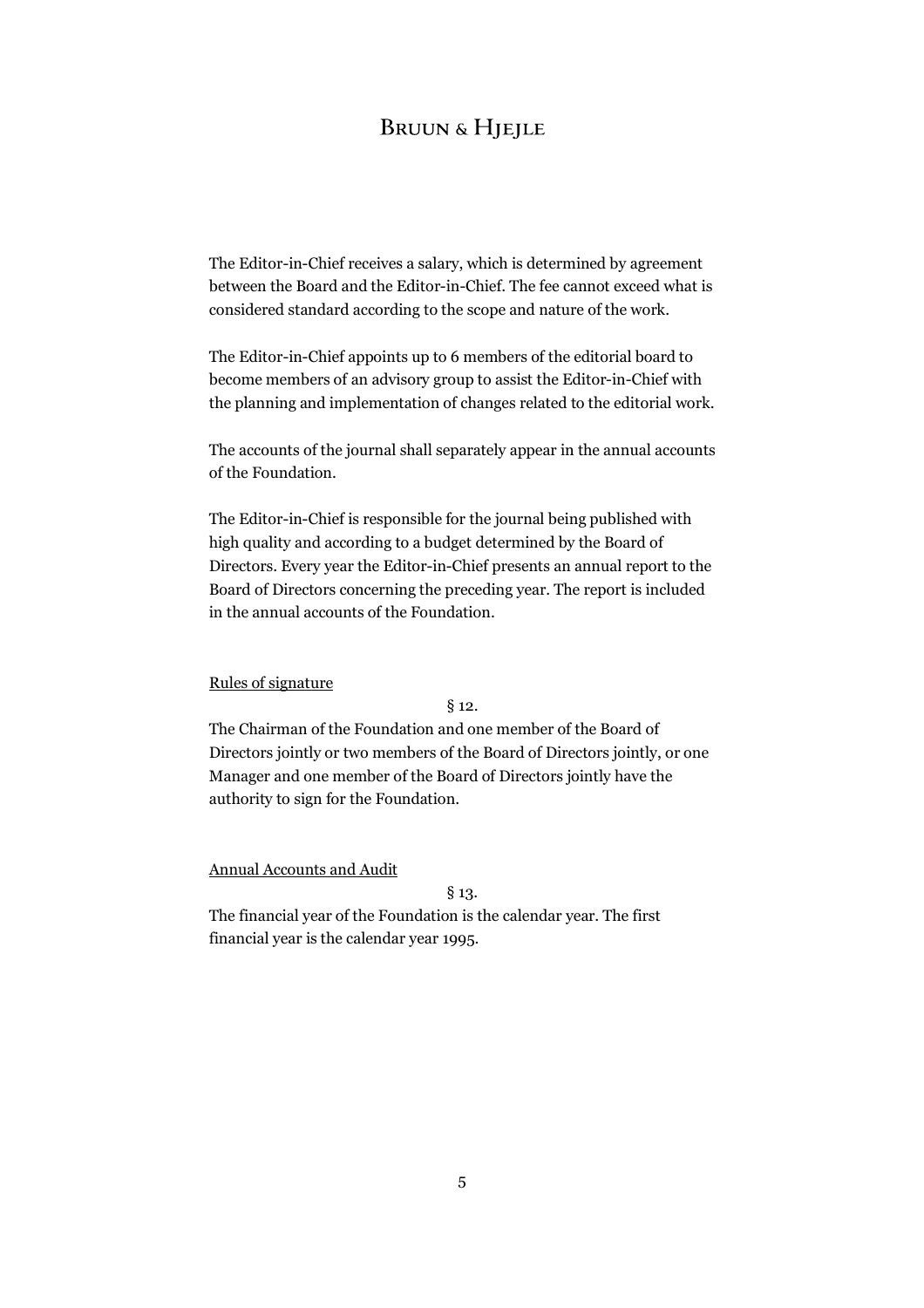The Editor-in-Chief receives a salary, which is determined by agreement between the Board and the Editor-in-Chief. The fee cannot exceed what is considered standard according to the scope and nature of the work.

The Editor-in-Chief appoints up to 6 members of the editorial board to become members of an advisory group to assist the Editor-in-Chief with the planning and implementation of changes related to the editorial work.

The accounts of the journal shall separately appear in the annual accounts of the Foundation.

The Editor-in-Chief is responsible for the journal being published with high quality and according to a budget determined by the Board of Directors. Every year the Editor-in-Chief presents an annual report to the Board of Directors concerning the preceding year. The report is included in the annual accounts of the Foundation.

<u>Rules of signature</u>

§ 12.

The Chairman of the Foundation and one member of the Board of Directors jointly or two members of the Board of Directors jointly, or one Manager and one member of the Board of Directors jointly have the authority to sign for the Foundation.

<u>Annual Accounts and Audit</u>

§ 13.

The financial year of the Foundation is the calendar year. The first financial year is the calendar year 1995.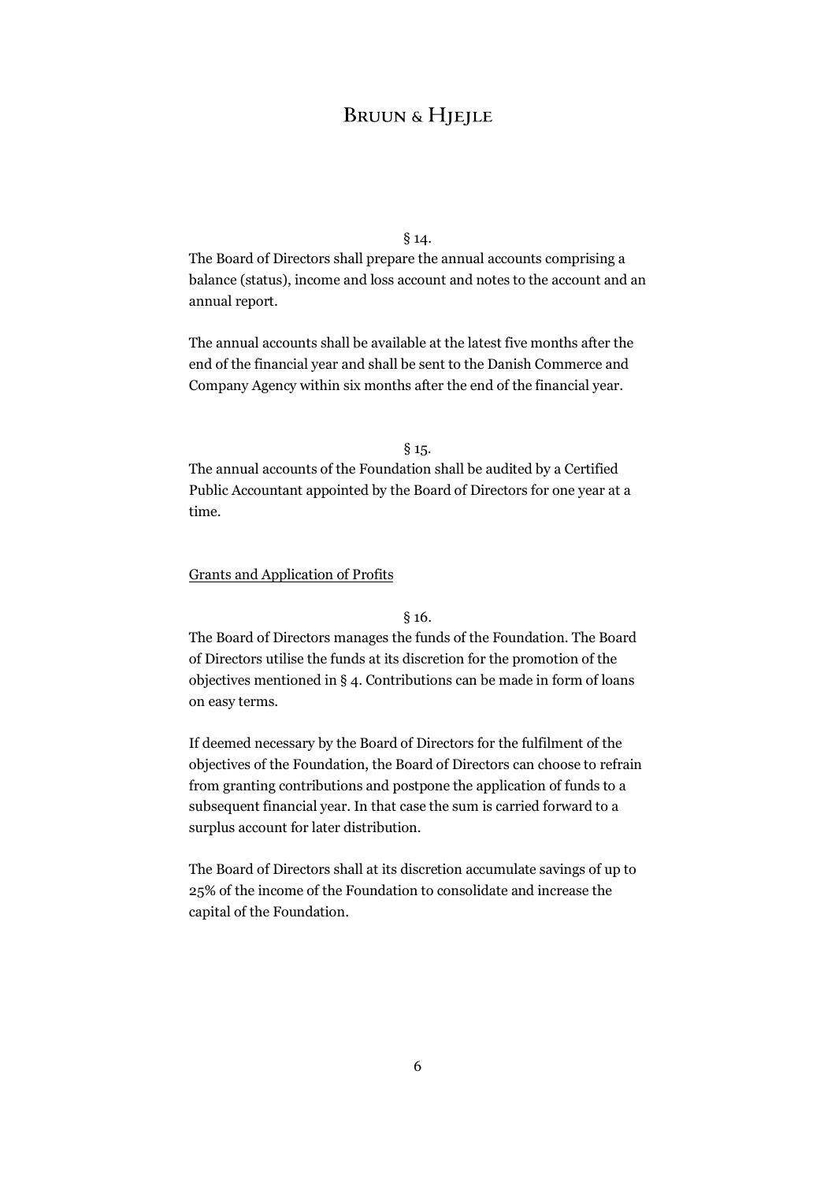§ 14.

The Board of Directors shall prepare the annual accounts comprising a balance (status), income and loss account and notes to the account and an annual report.

The annual accounts shall be available at the latest five months after the end of the financial year and shall be sent to the Danish Commerce and Company Agency within six months after the end of the financial year.

§ 15.

The annual accounts of the Foundation shall be audited by a Certified Public Accountant appointed by the Board of Directors for one year at a time.

## Grants and Application of Profits

§ 16.

The Board of Directors manages the funds of the Foundation. The Board of Directors utilise the funds at its discretion for the promotion of the objectives mentioned in § 4. Contributions can be made in form of loans on easy terms.

If deemed necessary by the Board of Directors for the fulfilment of the objectives of the Foundation, the Board of Directors can choose to refrain from granting contributions and postpone the application of funds to a subsequent financial year. In that case the sum is carried forward to a surplus account for later distribution.

The Board of Directors shall at its discretion accumulate savings of up to 25% of the income of the Foundation to consolidate and increase the capital of the Foundation.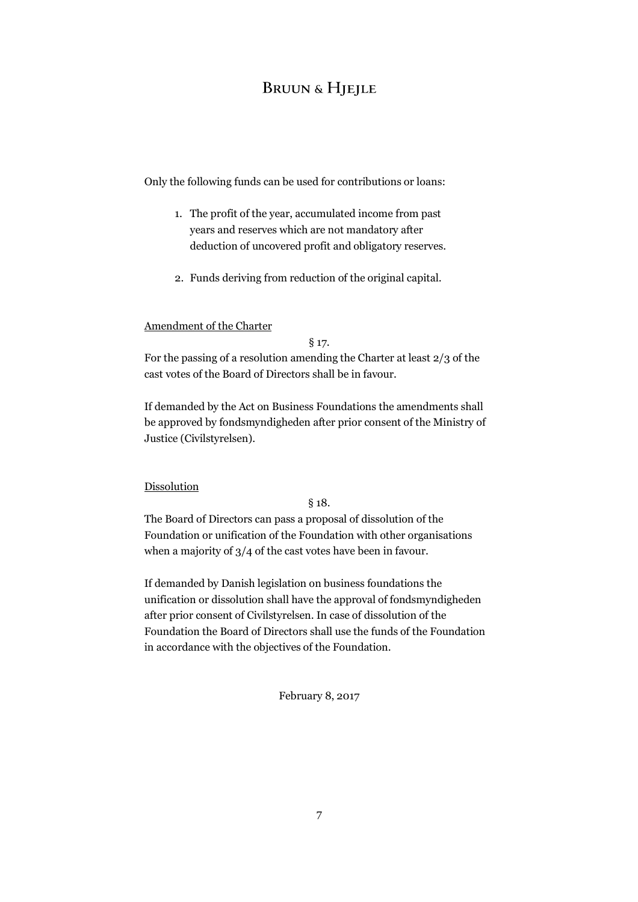Only the following funds can be used for contributions or loans:

1. The profit of the year, accumulated income from past years and reserves which are not mandatory after deduction of uncovered profit and obligatory reserves.

2. Funds deriving from reduction of the original capital.

Amendment of the Charter

§ 17.

For the passing of a resolution amending the Charter at least 2/3 of the cast votes of the Board of Directors shall be in favour.

If demanded by the Act on Business Foundations the amendments shall be approved by fondsmyndigheden after prior consent of the Ministry of Justice (Civilstyrelsen).

Dissolution

§ 18.

The Board of Directors can pass a proposal of dissolution of the Foundation or unification of the Foundation with other organisations when a majority of 3/4 of the cast votes have been in favour.

If demanded by Danish legislation on business foundations the unification or dissolution shall have the approval of fondsmyndigheden after prior consent of Civilstyrelsen. In case of dissolution of the Foundation the Board of Directors shall use the funds of the Foundation in accordance with the objectives of the Foundation.

February 8, 2017